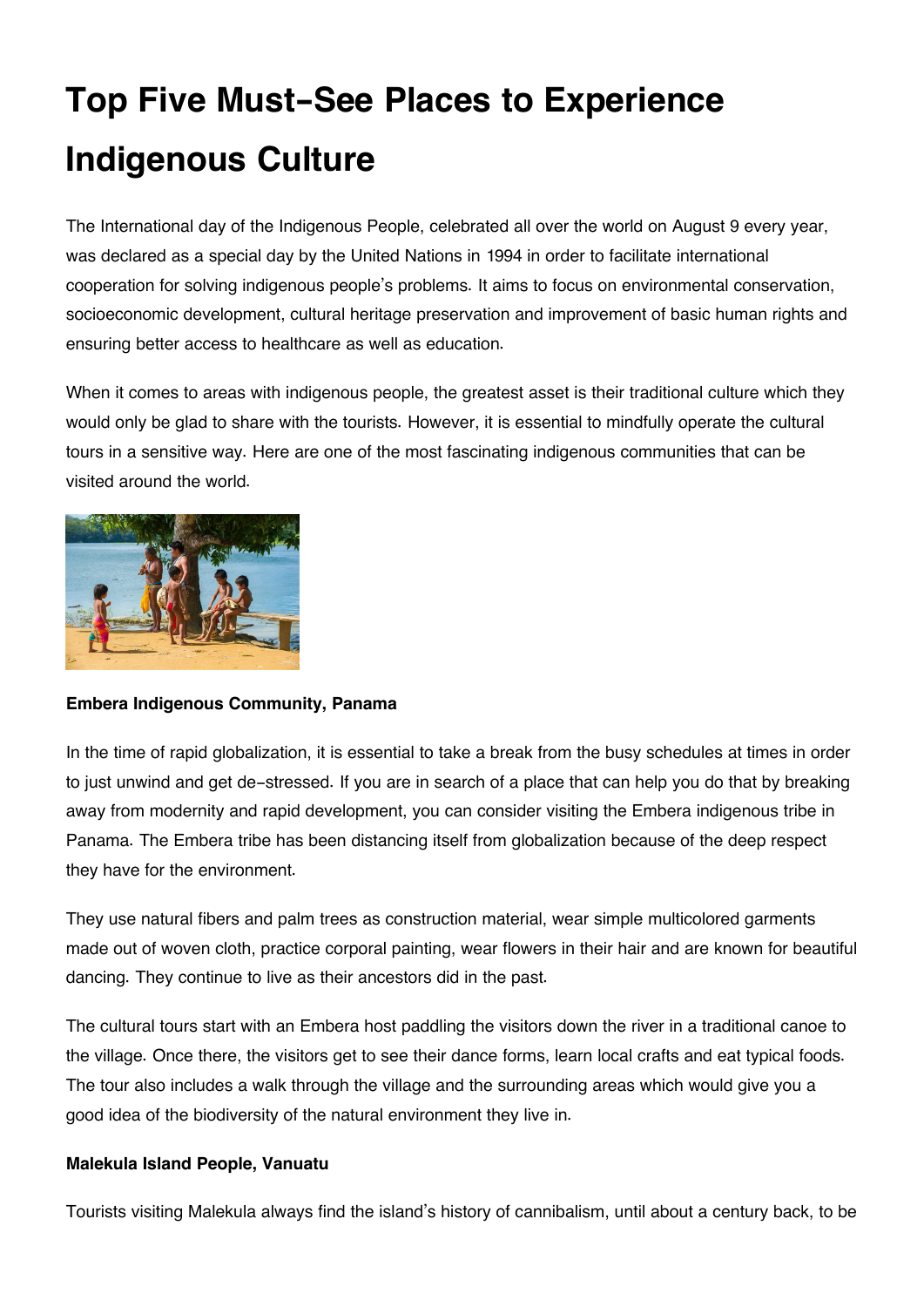# Top Five Must-See Places to Experience Indigenous Culture

The International day of the Indigenous People, celebrated all over the world on August 9 every year, was declared as a special day by the United Nations in 1994 in order to facilitate international cooperation for solving indigenous people's problems. It aims to focus on environmental conservation, socioeconomic development, cultural heritage preservation and improvement of basic human rights and ensuring better access to healthcare as well as education.

When it comes to areas with indigenous people, the greatest asset is their traditional culture which they would only be glad to share with the tourists. However, it is essential to mindfully operate the cultural tours in a sensitive way. Here are one of the most fascinating indigenous communities that can be visited around the world.

**Embera Indigenous Community, Panama**

In the time of rapid globalization, it is essential to take a break from the busy schedules at times in order to just unwind and get de-stressed. If you are in search of a place that can help you do that by breaking away from modernity and rapid development, you can consider visiting the Embera indigenous tribe in Panama. The Embera tribe has been distancing itself from globalization because of the deep respect they have for the environment.

They use natural fibers and palm trees as construction material, wear simple multicolored garments made out of woven cloth, practice corporal painting, wear flowers in their hair and are known for beautiful dancing. They continue to live as their ancestors did in the past.

The cultural tours start with an Embera host paddling the visitors down the river in a traditional canoe to the village. Once there, the visitors get to see their dance forms, learn local crafts and eat typical foods. The tour also includes a walk through the village and the surrounding areas which would give you a good idea of the biodiversity of the natural environment they live in.

**Malekula Island People, Vanuatu**

Tourists visiting Malekula always find the island's history of cannibalism, until about a century back, to be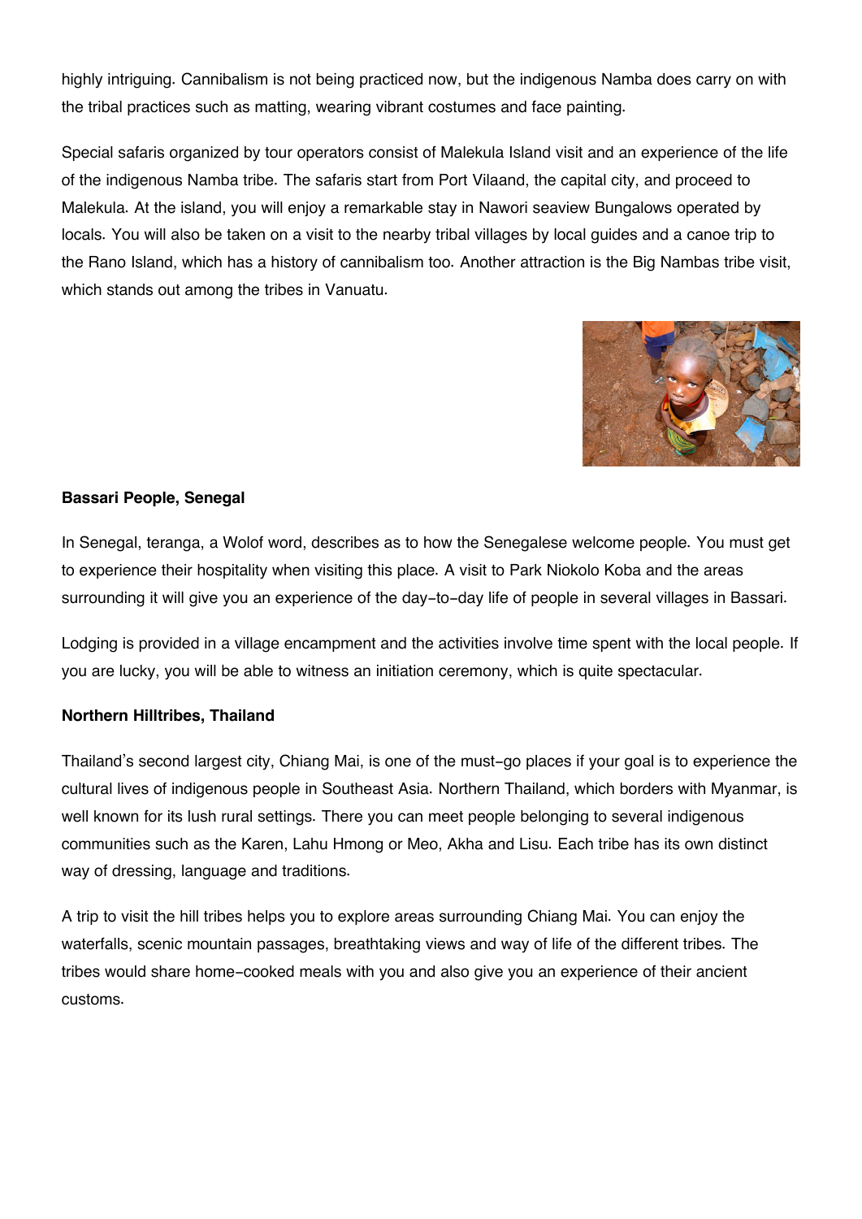highly intriguing. Cannibalism is not being practiced now, but the indigenous Namba does carry on with the tribal practices such as matting, wearing vibrant costumes and face painting.

Special safaris organized by tour operators consist of Malekula Island visit and an experience of the life of the indigenous Namba tribe. The safaris start from Port Vilaand, the capital city, and proceed to Malekula. At the island, you will enjoy a remarkable stay in Nawori seaview Bungalows operated by locals. You will also be taken on a visit to the nearby tribal villages by local guides and a canoe trip to the Rano Island, which has a history of cannibalism too. Another attraction is the Big Nambas tribe visit, which stands out among the tribes in Vanuatu.

**Bassari People, Senegal**

In Senegal, teranga, a Wolof word, describes as to how the Senegalese welcome people. You must get to experience their hospitality when visiting this place. A visit to Park Niokolo Koba and the areas surrounding it will give you an experience of the day-to-day life of people in several villages in Bassari.

Lodging is provided in a village encampment and the activities involve time spent with the local people. If you are lucky, you will be able to witness an initiation ceremony, which is quite spectacular.

**Northern Hilltribes, Thailand**

Thailand's second largest city, Chiang Mai, is one of the must-go places if your goal is to experience the cultural lives of indigenous people in Southeast Asia. Northern Thailand, which borders with Myanmar, is well known for its lush rural settings. There you can meet people belonging to several indigenous communities such as the Karen, Lahu Hmong or Meo, Akha and Lisu. Each tribe has its own distinct way of dressing, language and traditions.

A trip to visit the hill tribes helps you to explore areas surrounding Chiang Mai. You can enjoy the waterfalls, scenic mountain passages, breathtaking views and way of life of the different tribes. The tribes would share home-cooked meals with you and also give you an experience of their ancient customs.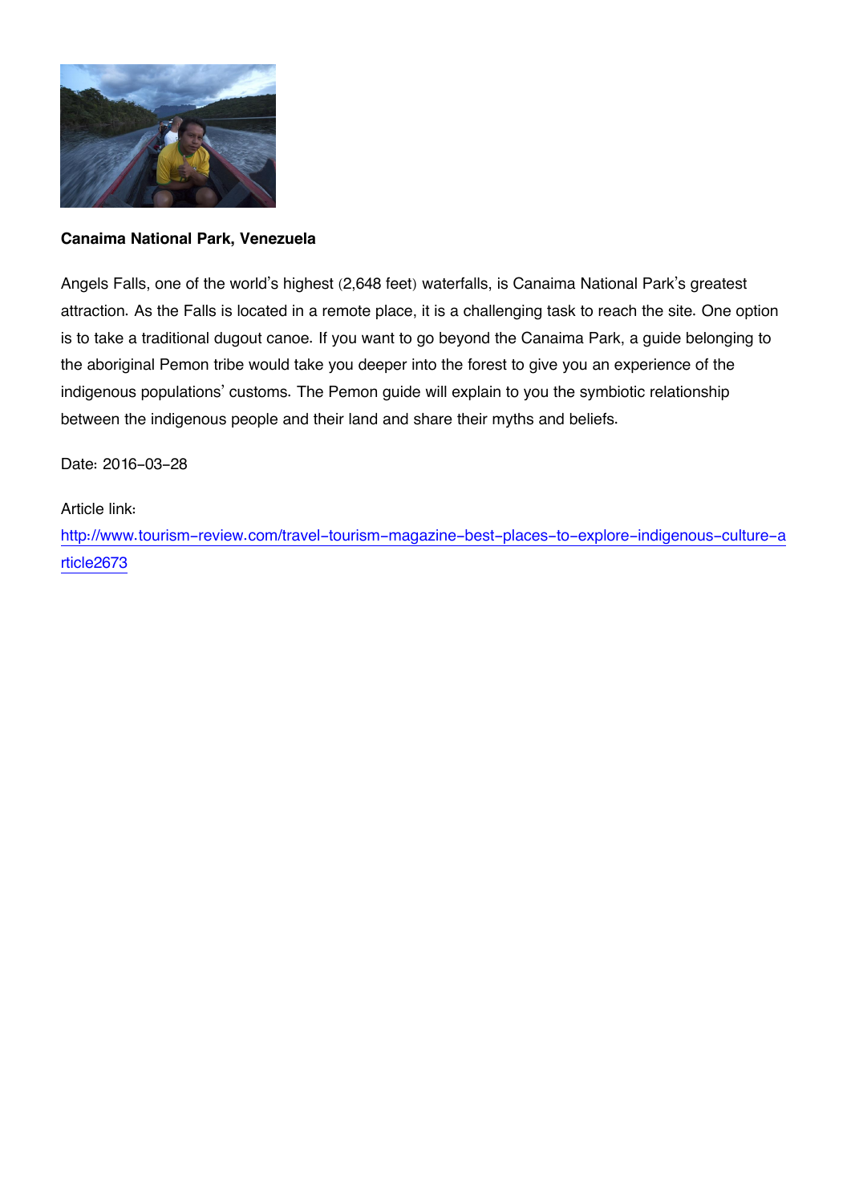**Canaima National Park, Venezuela**

Angels Falls, one of the world's highest (2,648 feet) waterfalls, is Canaima National Park's greatest attraction. As the Falls is located in a remote place, it is a challenging task to reach the site. One option is to take a traditional dugout canoe. If you want to go beyond the Canaima Park, a guide belonging to the aboriginal Pemon tribe would take you deeper into the forest to give you an experience of the indigenous populations' customs. The Pemon guide will explain to you the symbiotic relationship between the indigenous people and their land and share their myths and beliefs.

Date: 2016-03-28

Article link:
http://www.tourism-review.com/travel-tourism-magazine-best-places-to-explore-indigenous-culture-article2673